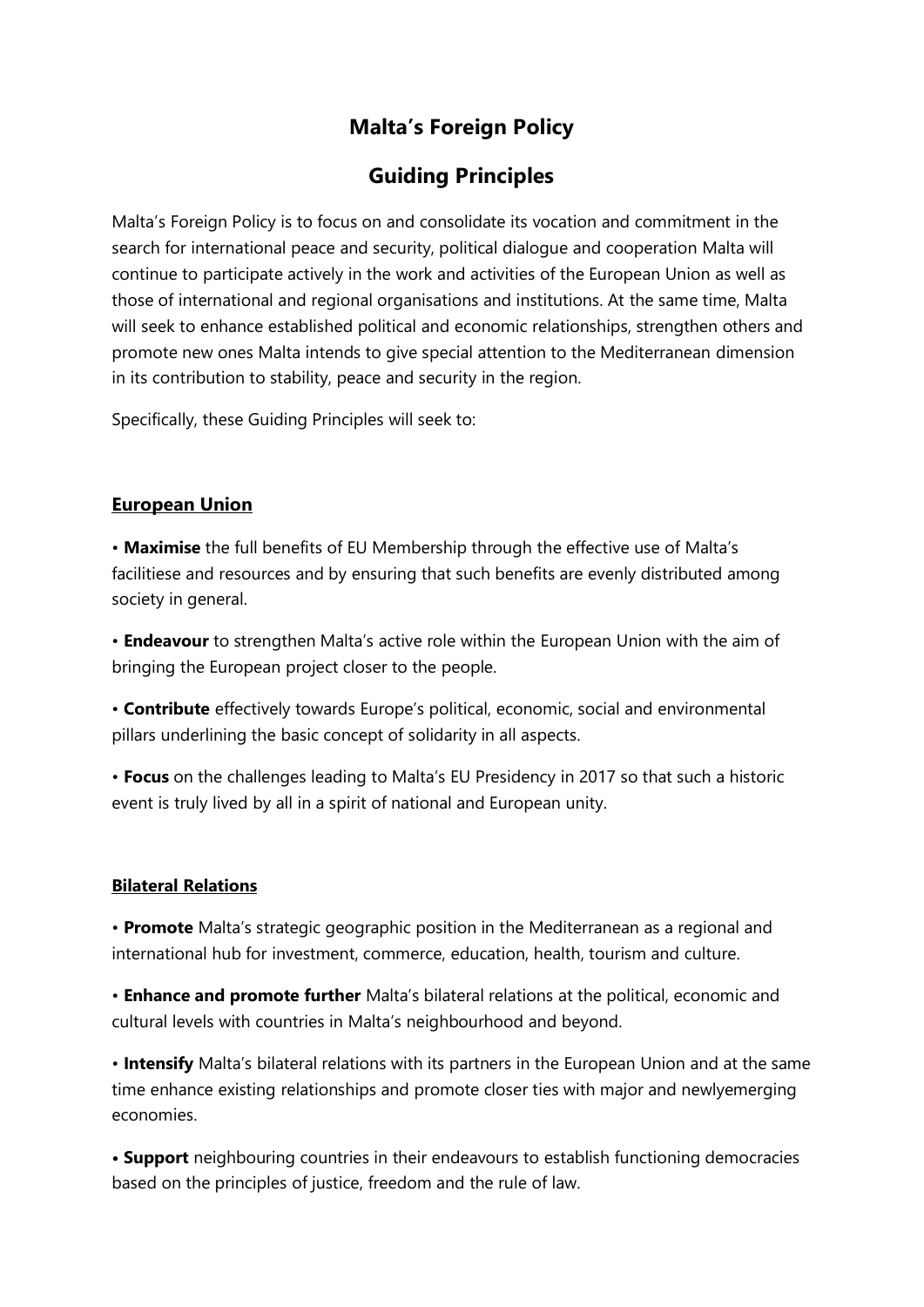# Malta's Foreign Policy

## Guiding Principles

Malta's Foreign Policy is to focus on and consolidate its vocation and commitment in the search for international peace and security, political dialogue and cooperation Malta will continue to participate actively in the work and activities of the European Union as well as those of international and regional organisations and institutions. At the same time, Malta will seek to enhance established political and economic relationships, strengthen others and promote new ones Malta intends to give special attention to the Mediterranean dimension in its contribution to stability, peace and security in the region.

Specifically, these Guiding Principles will seek to:

### <u>European Union</u>

• **Maximise** the full benefits of EU Membership through the effective use of Malta's facilitiese and resources and by ensuring that such benefits are evenly distributed among society in general.

• **Endeavour** to strengthen Malta's active role within the European Union with the aim of bringing the European project closer to the people.

• **Contribute** effectively towards Europe's political, economic, social and environmental pillars underlining the basic concept of solidarity in all aspects.

• **Focus** on the challenges leading to Malta's EU Presidency in 2017 so that such a historic event is truly lived by all in a spirit of national and European unity.

### <u>Bilateral Relations</u>

• **Promote** Malta's strategic geographic position in the Mediterranean as a regional and international hub for investment, commerce, education, health, tourism and culture.

• **Enhance and promote further** Malta's bilateral relations at the political, economic and cultural levels with countries in Malta's neighbourhood and beyond.

• **Intensify** Malta's bilateral relations with its partners in the European Union and at the same time enhance existing relationships and promote closer ties with major and newlyemerging economies.

• **Support** neighbouring countries in their endeavours to establish functioning democracies based on the principles of justice, freedom and the rule of law.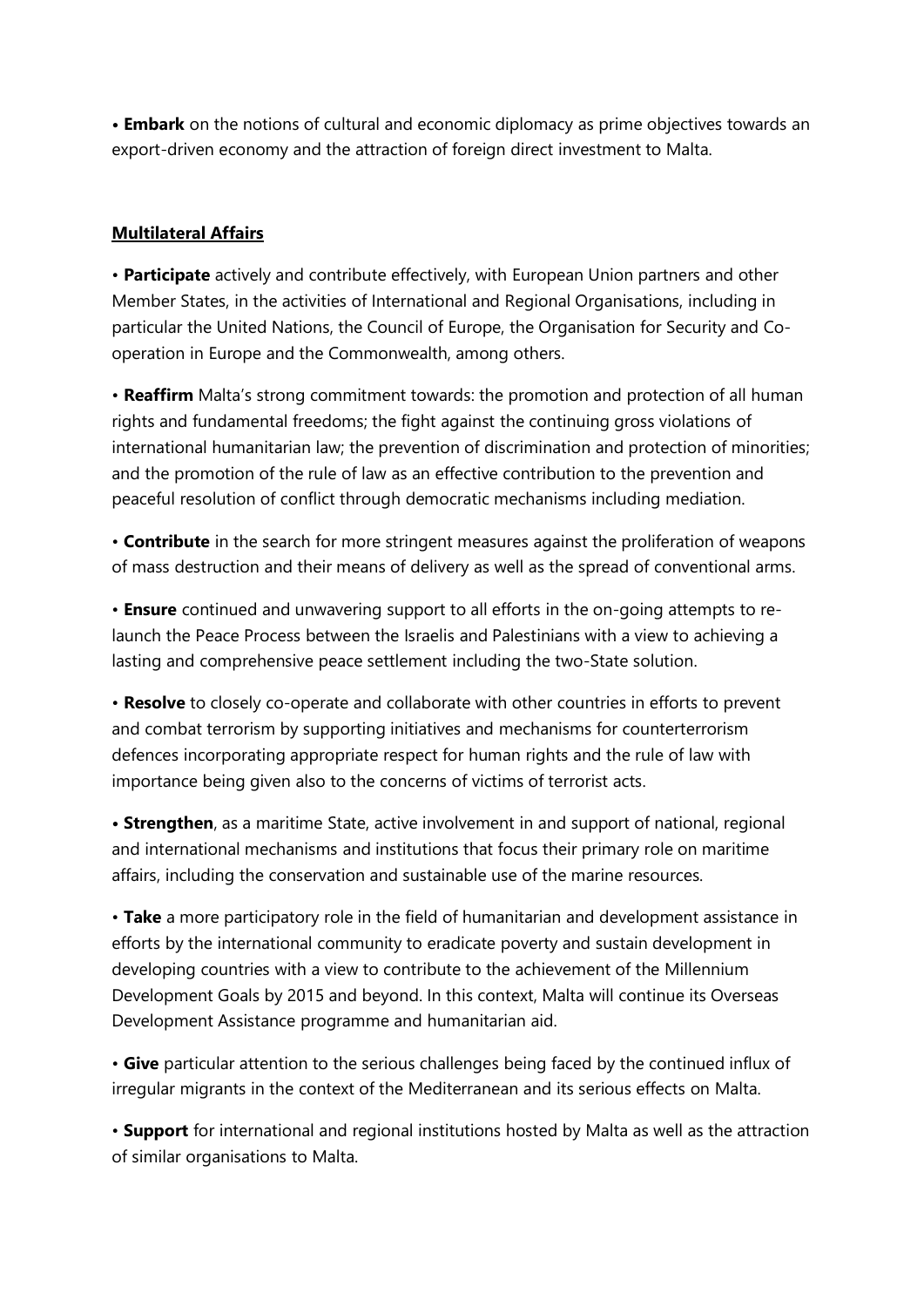• **Embark** on the notions of cultural and economic diplomacy as prime objectives towards an export-driven economy and the attraction of foreign direct investment to Malta.

## Multilateral Affairs

• **Participate** actively and contribute effectively, with European Union partners and other Member States, in the activities of International and Regional Organisations, including in particular the United Nations, the Council of Europe, the Organisation for Security and Co-operation in Europe and the Commonwealth, among others.

• **Reaffirm** Malta's strong commitment towards: the promotion and protection of all human rights and fundamental freedoms; the fight against the continuing gross violations of international humanitarian law; the prevention of discrimination and protection of minorities; and the promotion of the rule of law as an effective contribution to the prevention and peaceful resolution of conflict through democratic mechanisms including mediation.

• **Contribute** in the search for more stringent measures against the proliferation of weapons of mass destruction and their means of delivery as well as the spread of conventional arms.

• **Ensure** continued and unwavering support to all efforts in the on-going attempts to re-launch the Peace Process between the Israelis and Palestinians with a view to achieving a lasting and comprehensive peace settlement including the two-State solution.

• **Resolve** to closely co-operate and collaborate with other countries in efforts to prevent and combat terrorism by supporting initiatives and mechanisms for counterterrorism defences incorporating appropriate respect for human rights and the rule of law with importance being given also to the concerns of victims of terrorist acts.

• **Strengthen**, as a maritime State, active involvement in and support of national, regional and international mechanisms and institutions that focus their primary role on maritime affairs, including the conservation and sustainable use of the marine resources.

• **Take** a more participatory role in the field of humanitarian and development assistance in efforts by the international community to eradicate poverty and sustain development in developing countries with a view to contribute to the achievement of the Millennium Development Goals by 2015 and beyond. In this context, Malta will continue its Overseas Development Assistance programme and humanitarian aid.

• **Give** particular attention to the serious challenges being faced by the continued influx of irregular migrants in the context of the Mediterranean and its serious effects on Malta.

• **Support** for international and regional institutions hosted by Malta as well as the attraction of similar organisations to Malta.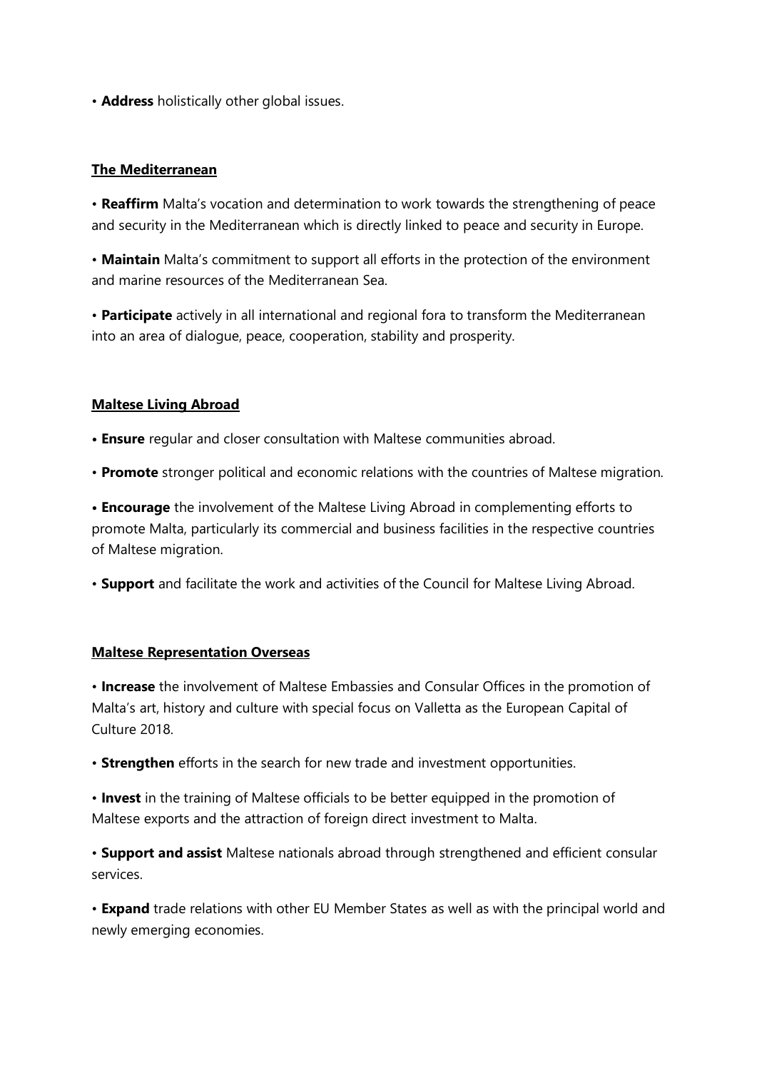• **Address** holistically other global issues.

**The Mediterranean**

• **Reaffirm** Malta's vocation and determination to work towards the strengthening of peace and security in the Mediterranean which is directly linked to peace and security in Europe.

• **Maintain** Malta's commitment to support all efforts in the protection of the environment and marine resources of the Mediterranean Sea.

• **Participate** actively in all international and regional fora to transform the Mediterranean into an area of dialogue, peace, cooperation, stability and prosperity.

**Maltese Living Abroad**

• **Ensure** regular and closer consultation with Maltese communities abroad.

• **Promote** stronger political and economic relations with the countries of Maltese migration.

• **Encourage** the involvement of the Maltese Living Abroad in complementing efforts to promote Malta, particularly its commercial and business facilities in the respective countries of Maltese migration.

• **Support** and facilitate the work and activities of the Council for Maltese Living Abroad.

**Maltese Representation Overseas**

• **Increase** the involvement of Maltese Embassies and Consular Offices in the promotion of Malta's art, history and culture with special focus on Valletta as the European Capital of Culture 2018.

• **Strengthen** efforts in the search for new trade and investment opportunities.

• **Invest** in the training of Maltese officials to be better equipped in the promotion of Maltese exports and the attraction of foreign direct investment to Malta.

• **Support and assist** Maltese nationals abroad through strengthened and efficient consular services.

• **Expand** trade relations with other EU Member States as well as with the principal world and newly emerging economies.